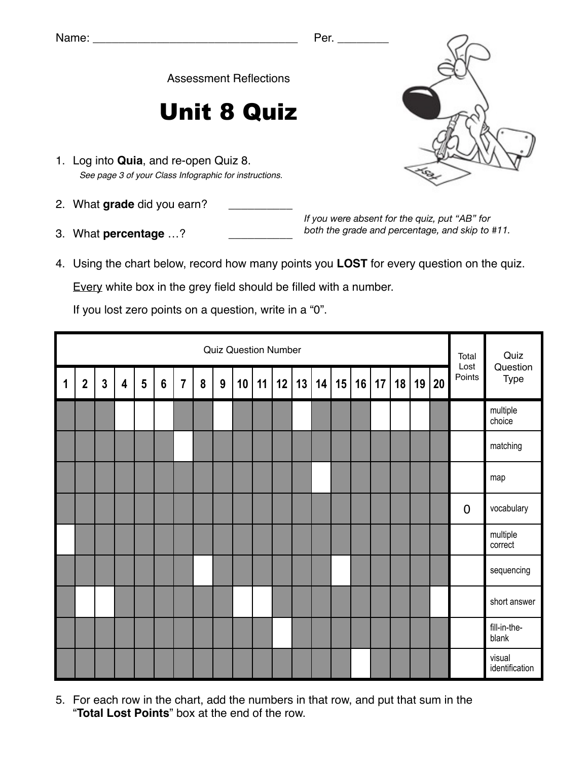Name: ________________________________ Per. ________

Assessment Reflections

# Unit 8 Quiz

1. Log into **Quia**, and re-open Quiz 8.
   *See page 3 of your Class Infographic for instructions.*

2. What **grade** did you earn? __________

3. What **percentage** …? __________

*If you were absent for the quiz, put "AB" for both the grade and percentage, and skip to #11.*

4. Using the chart below, record how many points you **LOST** for every question on the quiz.

   Every white box in the grey field should be filled with a number.

   If you lost zero points on a question, write in a "0".

| Quiz Question Number | | | | | | | | | | | | | | | | | | | | Total Lost Points | Quiz Question Type |
|---|---|---|---|---|---|---|---|---|---|---|---|---|---|---|---|---|---|---|---|---|---|
| 1 | 2 | 3 | 4 | 5 | 6 | 7 | 8 | 9 | 10 | 11 | 12 | 13 | 14 | 15 | 16 | 17 | 18 | 19 | 20 | | |
| | | | | | | | | | | | | | | | | | | | | | multiple choice |
| | | | | | | | | | | | | | | | | | | | | | matching |
| | | | | | | | | | | | | | | | | | | | | | map |
| | | | | | | | | | | | | | | | | | | | | 0 | vocabulary |
| | | | | | | | | | | | | | | | | | | | | | multiple correct |
| | | | | | | | | | | | | | | | | | | | | | sequencing |
| | | | | | | | | | | | | | | | | | | | | | short answer |
| | | | | | | | | | | | | | | | | | | | | | fill-in-the-blank |
| | | | | | | | | | | | | | | | | | | | | | visual identification |

5. For each row in the chart, add the numbers in that row, and put that sum in the "**Total Lost Points**" box at the end of the row.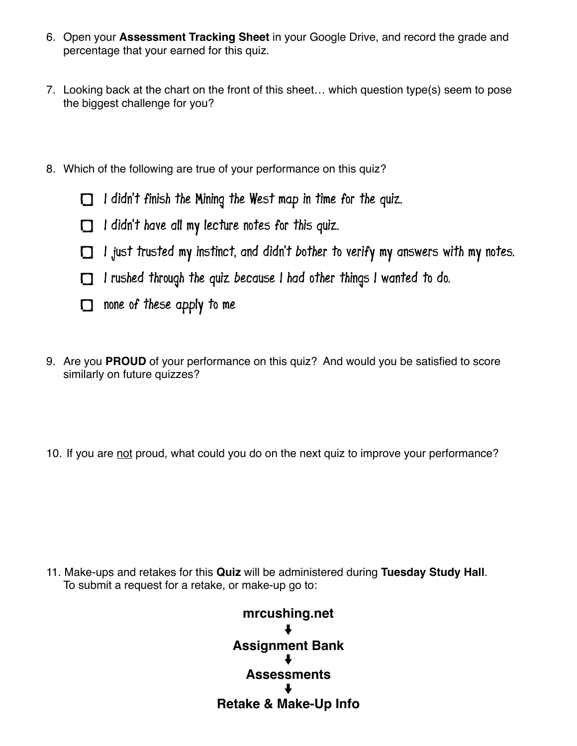6. Open your **Assessment Tracking Sheet** in your Google Drive, and record the grade and percentage that your earned for this quiz.

7. Looking back at the chart on the front of this sheet… which question type(s) seem to pose the biggest challenge for you?

8. Which of the following are true of your performance on this quiz?

   - ☐ I didn't finish the Mining the West map in time for the quiz.
   - ☐ I didn't have all my lecture notes for this quiz.
   - ☐ I just trusted my instinct, and didn't bother to verify my answers with my notes.
   - ☐ I rushed through the quiz because I had other things I wanted to do.
   - ☐ none of these apply to me

9. Are you **PROUD** of your performance on this quiz? And would you be satisfied to score similarly on future quizzes?

10. If you are <u>not</u> proud, what could you do on the next quiz to improve your performance?

11. Make-ups and retakes for this **Quiz** will be administered during **Tuesday Study Hall**. To submit a request for a retake, or make-up go to:

**mrcushing.net**

⬇

**Assignment Bank**

⬇

**Assessments**

⬇

**Retake & Make-Up Info**